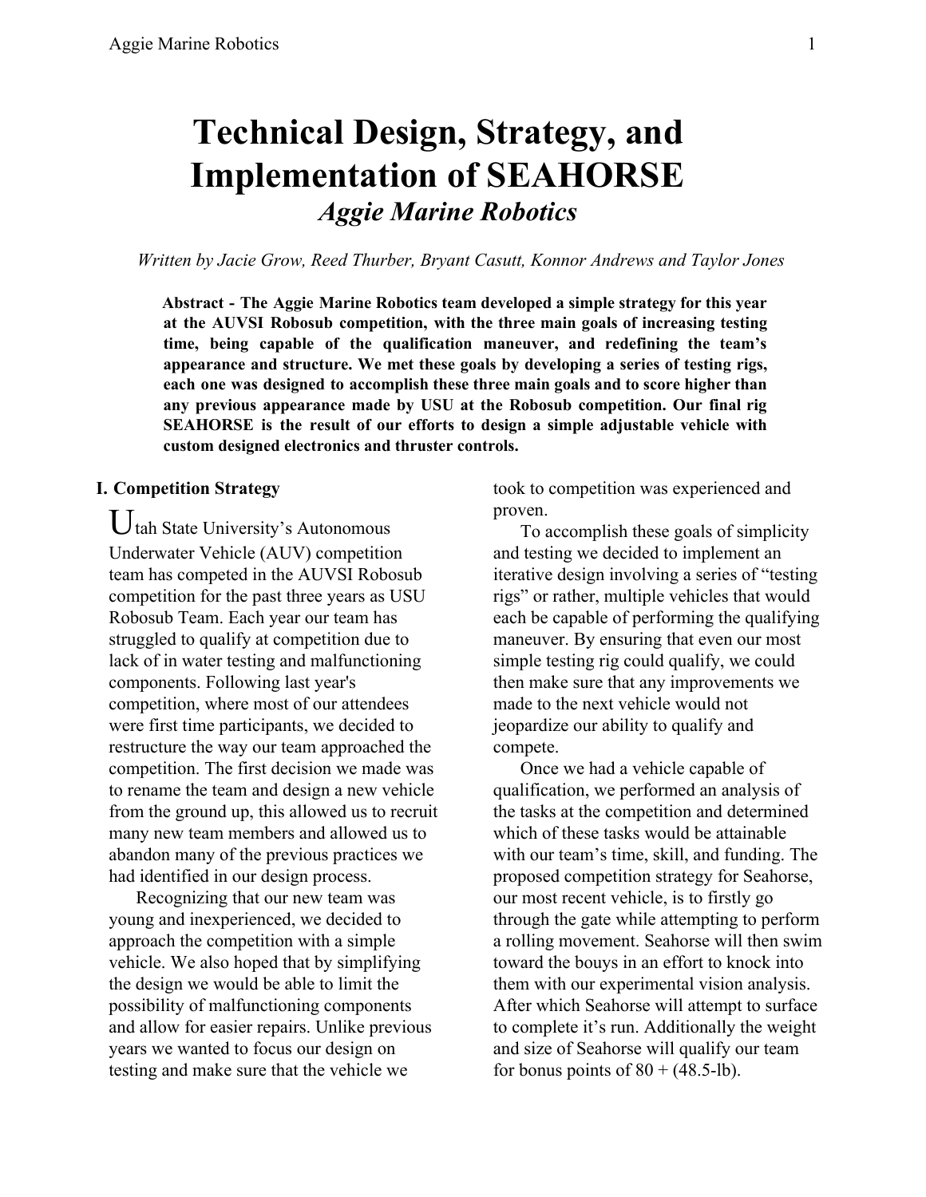# Technical Design, Strategy, and Implementation of SEAHORSE

## *Aggie Marine Robotics*

*Written by Jacie Grow, Reed Thurber, Bryant Casutt, Konnor Andrews and Taylor Jones*

**Abstract - The Aggie Marine Robotics team developed a simple strategy for this year at the AUVSI Robosub competition, with the three main goals of increasing testing time, being capable of the qualification maneuver, and redefining the team's appearance and structure. We met these goals by developing a series of testing rigs, each one was designed to accomplish these three main goals and to score higher than any previous appearance made by USU at the Robosub competition. Our final rig SEAHORSE is the result of our efforts to design a simple adjustable vehicle with custom designed electronics and thruster controls.**

### I. Competition Strategy

Utah State University's Autonomous Underwater Vehicle (AUV) competition team has competed in the AUVSI Robosub competition for the past three years as USU Robosub Team. Each year our team has struggled to qualify at competition due to lack of in water testing and malfunctioning components. Following last year's competition, where most of our attendees were first time participants, we decided to restructure the way our team approached the competition. The first decision we made was to rename the team and design a new vehicle from the ground up, this allowed us to recruit many new team members and allowed us to abandon many of the previous practices we had identified in our design process.

Recognizing that our new team was young and inexperienced, we decided to approach the competition with a simple vehicle. We also hoped that by simplifying the design we would be able to limit the possibility of malfunctioning components and allow for easier repairs. Unlike previous years we wanted to focus our design on testing and make sure that the vehicle we took to competition was experienced and proven.

To accomplish these goals of simplicity and testing we decided to implement an iterative design involving a series of "testing rigs" or rather, multiple vehicles that would each be capable of performing the qualifying maneuver. By ensuring that even our most simple testing rig could qualify, we could then make sure that any improvements we made to the next vehicle would not jeopardize our ability to qualify and compete.

Once we had a vehicle capable of qualification, we performed an analysis of the tasks at the competition and determined which of these tasks would be attainable with our team's time, skill, and funding. The proposed competition strategy for Seahorse, our most recent vehicle, is to firstly go through the gate while attempting to perform a rolling movement. Seahorse will then swim toward the bouys in an effort to knock into them with our experimental vision analysis. After which Seahorse will attempt to surface to complete it's run. Additionally the weight and size of Seahorse will qualify our team for bonus points of 80 + (48.5-lb).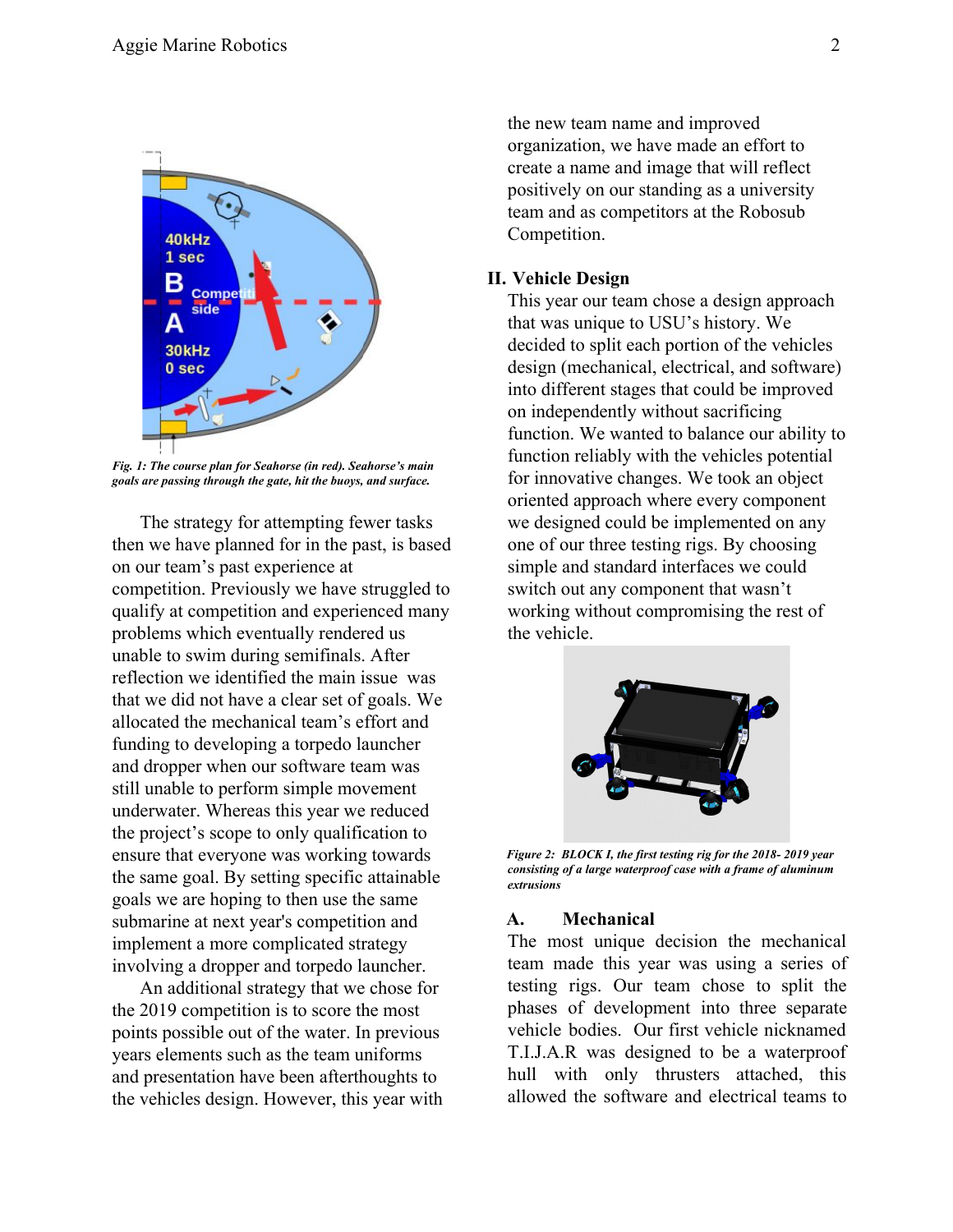*Fig. 1: The course plan for Seahorse (in red). Seahorse's main goals are passing through the gate, hit the buoys, and surface.*

The strategy for attempting fewer tasks then we have planned for in the past, is based on our team's past experience at competition. Previously we have struggled to qualify at competition and experienced many problems which eventually rendered us unable to swim during semifinals. After reflection we identified the main issue was that we did not have a clear set of goals. We allocated the mechanical team's effort and funding to developing a torpedo launcher and dropper when our software team was still unable to perform simple movement underwater. Whereas this year we reduced the project's scope to only qualification to ensure that everyone was working towards the same goal. By setting specific attainable goals we are hoping to then use the same submarine at next year's competition and implement a more complicated strategy involving a dropper and torpedo launcher.

An additional strategy that we chose for the 2019 competition is to score the most points possible out of the water. In previous years elements such as the team uniforms and presentation have been afterthoughts to the vehicles design. However, this year with the new team name and improved organization, we have made an effort to create a name and image that will reflect positively on our standing as a university team and as competitors at the Robosub Competition.

## II. Vehicle Design

This year our team chose a design approach that was unique to USU's history. We decided to split each portion of the vehicles design (mechanical, electrical, and software) into different stages that could be improved on independently without sacrificing function. We wanted to balance our ability to function reliably with the vehicles potential for innovative changes. We took an object oriented approach where every component we designed could be implemented on any one of our three testing rigs. By choosing simple and standard interfaces we could switch out any component that wasn't working without compromising the rest of the vehicle.

*Figure 2: BLOCK I, the first testing rig for the 2018- 2019 year consisting of a large waterproof case with a frame of aluminum extrusions*

### A. Mechanical

The most unique decision the mechanical team made this year was using a series of testing rigs. Our team chose to split the phases of development into three separate vehicle bodies. Our first vehicle nicknamed T.I.J.A.R was designed to be a waterproof hull with only thrusters attached, this allowed the software and electrical teams to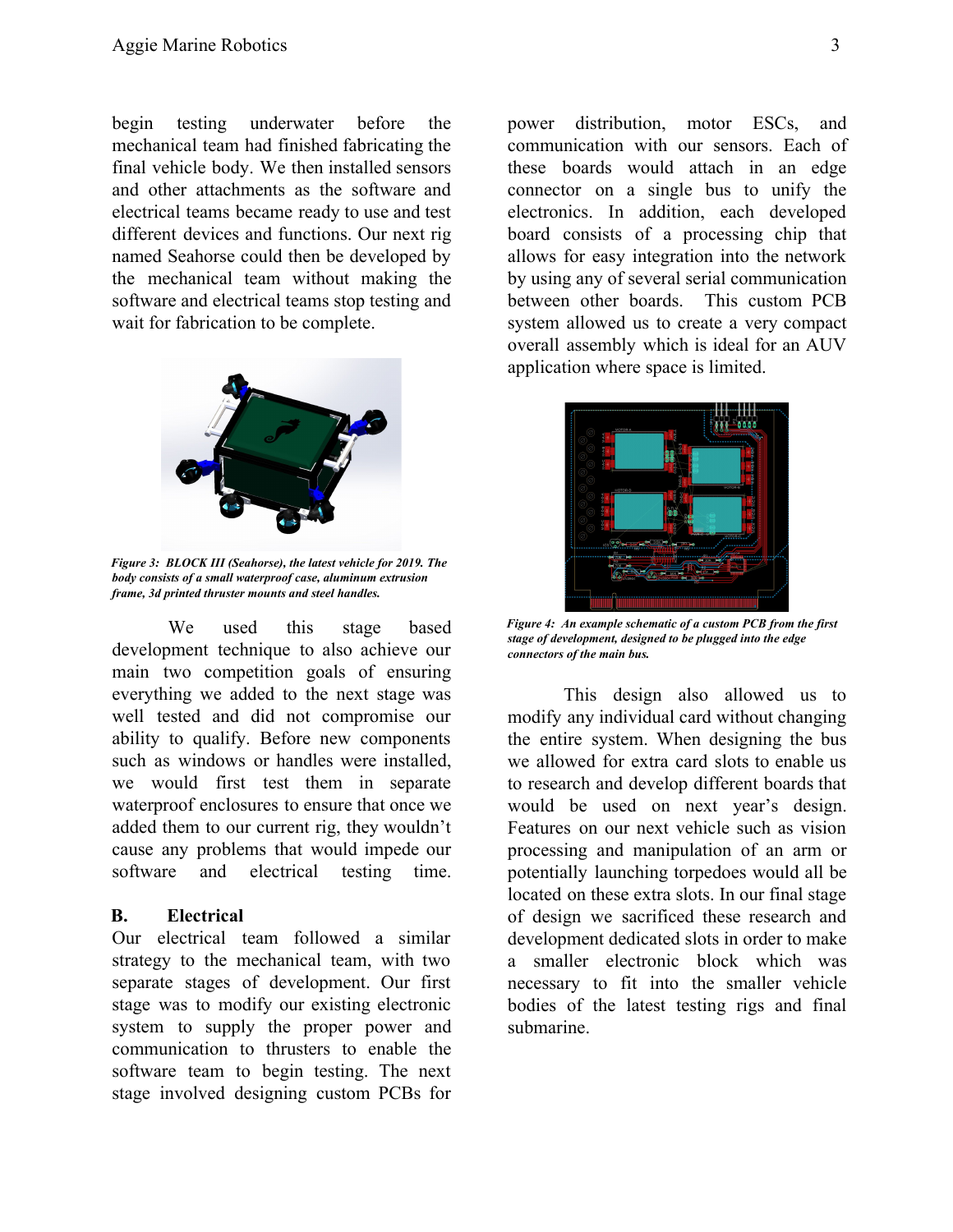begin testing underwater before the mechanical team had finished fabricating the final vehicle body. We then installed sensors and other attachments as the software and electrical teams became ready to use and test different devices and functions. Our next rig named Seahorse could then be developed by the mechanical team without making the software and electrical teams stop testing and wait for fabrication to be complete.

***Figure 3: BLOCK III (Seahorse), the latest vehicle for 2019. The body consists of a small waterproof case, aluminum extrusion frame, 3d printed thruster mounts and steel handles.***

We used this stage based development technique to also achieve our main two competition goals of ensuring everything we added to the next stage was well tested and did not compromise our ability to qualify. Before new components such as windows or handles were installed, we would first test them in separate waterproof enclosures to ensure that once we added them to our current rig, they wouldn't cause any problems that would impede our software and electrical testing time.

## B. Electrical

Our electrical team followed a similar strategy to the mechanical team, with two separate stages of development. Our first stage was to modify our existing electronic system to supply the proper power and communication to thrusters to enable the software team to begin testing. The next stage involved designing custom PCBs for power distribution, motor ESCs, and communication with our sensors. Each of these boards would attach in an edge connector on a single bus to unify the electronics. In addition, each developed board consists of a processing chip that allows for easy integration into the network by using any of several serial communication between other boards. This custom PCB system allowed us to create a very compact overall assembly which is ideal for an AUV application where space is limited.

***Figure 4: An example schematic of a custom PCB from the first stage of development, designed to be plugged into the edge connectors of the main bus.***

This design also allowed us to modify any individual card without changing the entire system. When designing the bus we allowed for extra card slots to enable us to research and develop different boards that would be used on next year's design. Features on our next vehicle such as vision processing and manipulation of an arm or potentially launching torpedoes would all be located on these extra slots. In our final stage of design we sacrificed these research and development dedicated slots in order to make a smaller electronic block which was necessary to fit into the smaller vehicle bodies of the latest testing rigs and final submarine.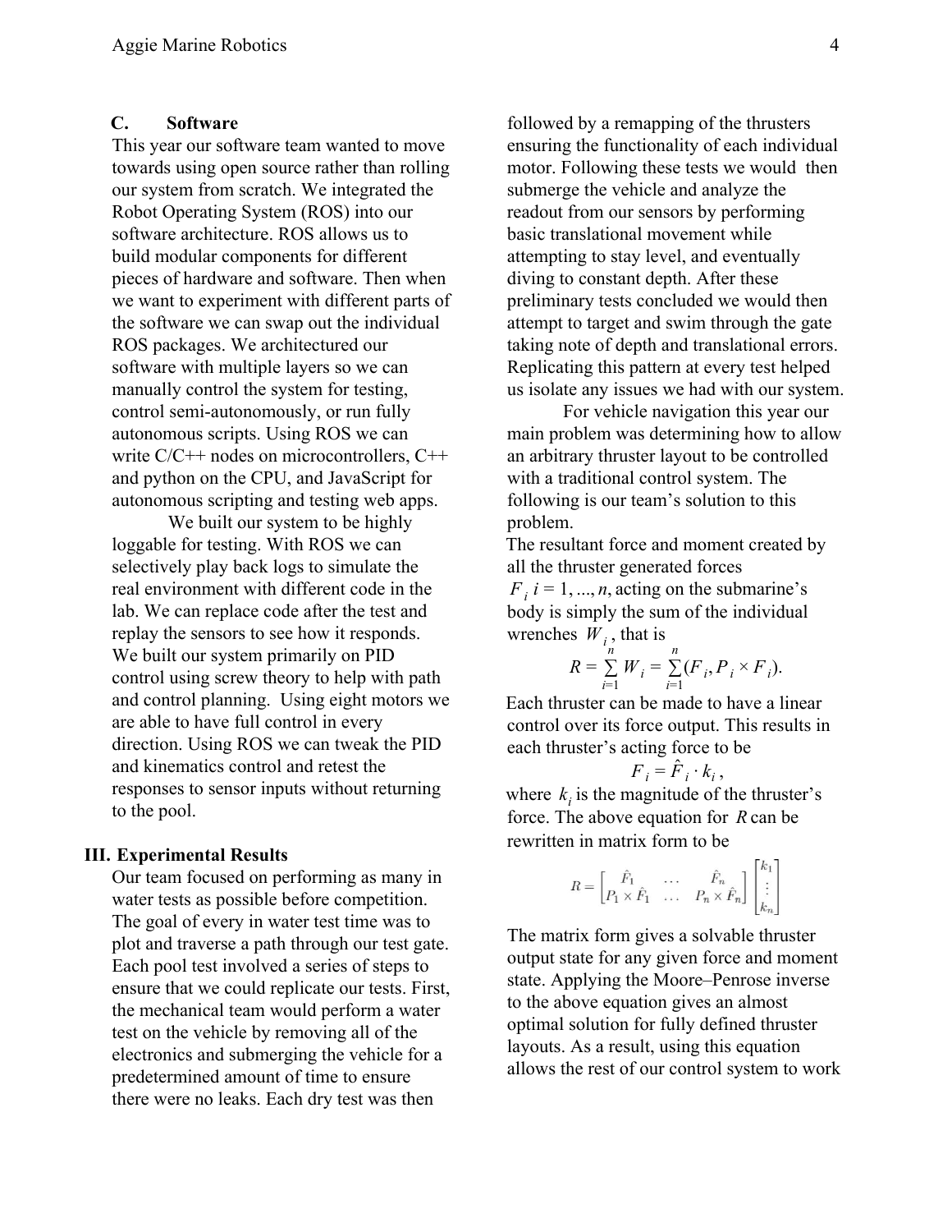### C. Software

This year our software team wanted to move towards using open source rather than rolling our system from scratch. We integrated the Robot Operating System (ROS) into our software architecture. ROS allows us to build modular components for different pieces of hardware and software. Then when we want to experiment with different parts of the software we can swap out the individual ROS packages. We architectured our software with multiple layers so we can manually control the system for testing, control semi-autonomously, or run fully autonomous scripts. Using ROS we can write C/C++ nodes on microcontrollers, C++ and python on the CPU, and JavaScript for autonomous scripting and testing web apps.

We built our system to be highly loggable for testing. With ROS we can selectively play back logs to simulate the real environment with different code in the lab. We can replace code after the test and replay the sensors to see how it responds. We built our system primarily on PID control using screw theory to help with path and control planning. Using eight motors we are able to have full control in every direction. Using ROS we can tweak the PID and kinematics control and retest the responses to sensor inputs without returning to the pool.

## III. Experimental Results

Our team focused on performing as many in water tests as possible before competition. The goal of every in water test time was to plot and traverse a path through our test gate. Each pool test involved a series of steps to ensure that we could replicate our tests. First, the mechanical team would perform a water test on the vehicle by removing all of the electronics and submerging the vehicle for a predetermined amount of time to ensure there were no leaks. Each dry test was then followed by a remapping of the thrusters ensuring the functionality of each individual motor. Following these tests we would then submerge the vehicle and analyze the readout from our sensors by performing basic translational movement while attempting to stay level, and eventually diving to constant depth. After these preliminary tests concluded we would then attempt to target and swim through the gate taking note of depth and translational errors. Replicating this pattern at every test helped us isolate any issues we had with our system.

For vehicle navigation this year our main problem was determining how to allow an arbitrary thruster layout to be controlled with a traditional control system. The following is our team's solution to this problem.

The resultant force and moment created by all the thruster generated forces $F_i$ $i = 1, ..., n$, acting on the submarine's body is simply the sum of the individual wrenches $W_i$, that is

$$R = \sum_{i=1}^{n} W_i = \sum_{i=1}^{n} (F_i, P_i \times F_i).$$

Each thruster can be made to have a linear control over its force output. This results in each thruster's acting force to be

$$F_i = \hat{F}_i \cdot k_i \,,$$

where $k_i$ is the magnitude of the thruster's force. The above equation for $R$ can be rewritten in matrix form to be

$$R = \begin{bmatrix} \hat{F}_1 & \dots & \hat{F}_n \\ P_1 \times \hat{F}_1 & \dots & P_n \times \hat{F}_n \end{bmatrix} \begin{bmatrix} k_1 \\ \vdots \\ k_n \end{bmatrix}$$

The matrix form gives a solvable thruster output state for any given force and moment state. Applying the Moore–Penrose inverse to the above equation gives an almost optimal solution for fully defined thruster layouts. As a result, using this equation allows the rest of our control system to work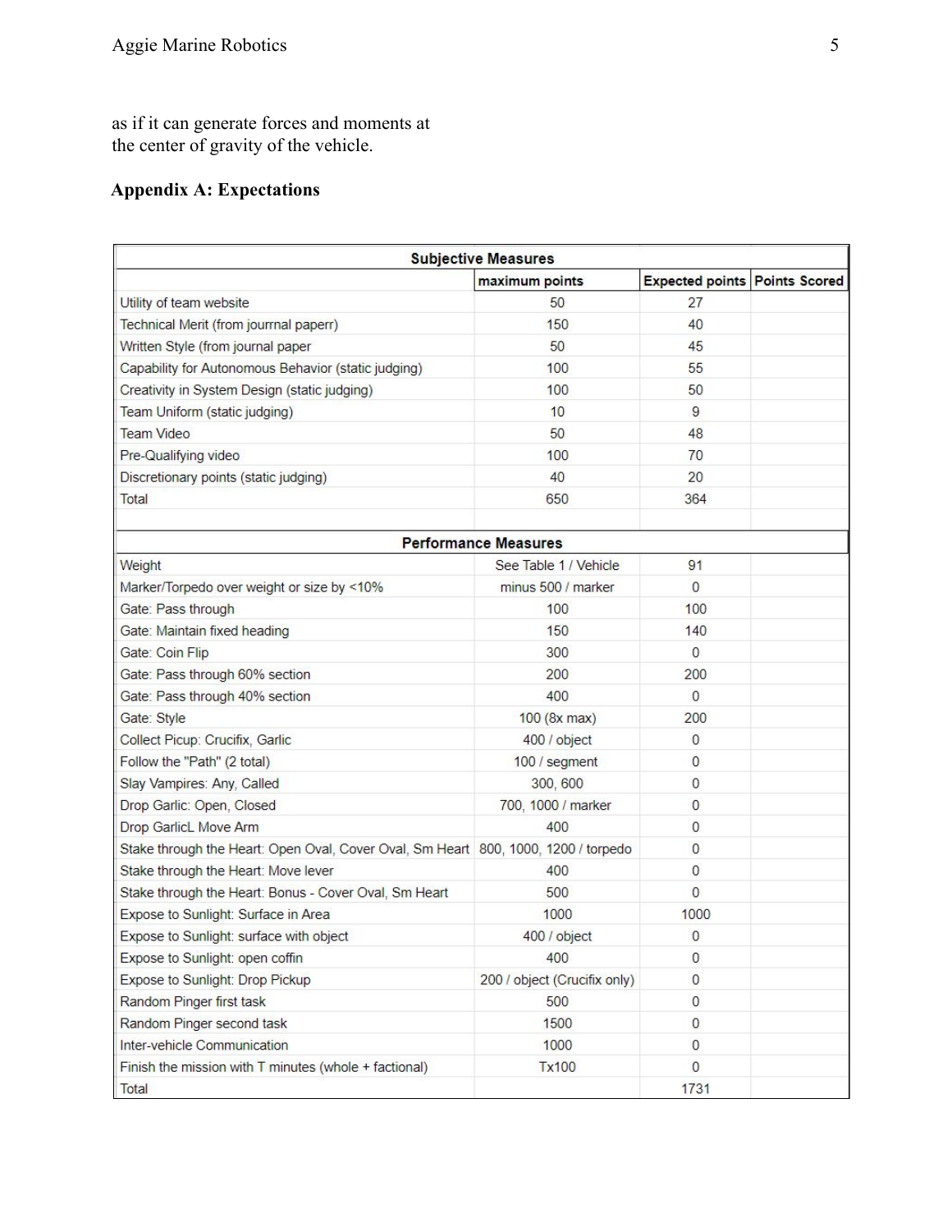as if it can generate forces and moments at the center of gravity of the vehicle.

### Appendix A: Expectations

| Subjective Measures | | | |
|---|---|---|---|
| | maximum points | Expected points | Points Scored |
| Utility of team website | 50 | 27 | |
| Technical Merit (from jourrnal paperr) | 150 | 40 | |
| Written Style (from journal paper | 50 | 45 | |
| Capability for Autonomous Behavior (static judging) | 100 | 55 | |
| Creativity in System Design (static judging) | 100 | 50 | |
| Team Uniform (static judging) | 10 | 9 | |
| Team Video | 50 | 48 | |
| Pre-Qualifying video | 100 | 70 | |
| Discretionary points (static judging) | 40 | 20 | |
| Total | 650 | 364 | |
| | | | |
| **Performance Measures** | | | |
| Weight | See Table 1 / Vehicle | 91 | |
| Marker/Torpedo over weight or size by <10% | minus 500 / marker | 0 | |
| Gate: Pass through | 100 | 100 | |
| Gate: Maintain fixed heading | 150 | 140 | |
| Gate: Coin Flip | 300 | 0 | |
| Gate: Pass through 60% section | 200 | 200 | |
| Gate: Pass through 40% section | 400 | 0 | |
| Gate: Style | 100 (8x max) | 200 | |
| Collect Picup: Crucifix, Garlic | 400 / object | 0 | |
| Follow the "Path" (2 total) | 100 / segment | 0 | |
| Slay Vampires: Any, Called | 300, 600 | 0 | |
| Drop Garlic: Open, Closed | 700, 1000 / marker | 0 | |
| Drop GarlicL Move Arm | 400 | 0 | |
| Stake through the Heart: Open Oval, Cover Oval, Sm Heart | 800, 1000, 1200 / torpedo | 0 | |
| Stake through the Heart: Move lever | 400 | 0 | |
| Stake through the Heart: Bonus - Cover Oval, Sm Heart | 500 | 0 | |
| Expose to Sunlight: Surface in Area | 1000 | 1000 | |
| Expose to Sunlight: surface with object | 400 / object | 0 | |
| Expose to Sunlight: open coffin | 400 | 0 | |
| Expose to Sunlight: Drop Pickup | 200 / object (Crucifix only) | 0 | |
| Random Pinger first task | 500 | 0 | |
| Random Pinger second task | 1500 | 0 | |
| Inter-vehicle Communication | 1000 | 0 | |
| Finish the mission with T minutes (whole + factional) | Tx100 | 0 | |
| Total | | 1731 | |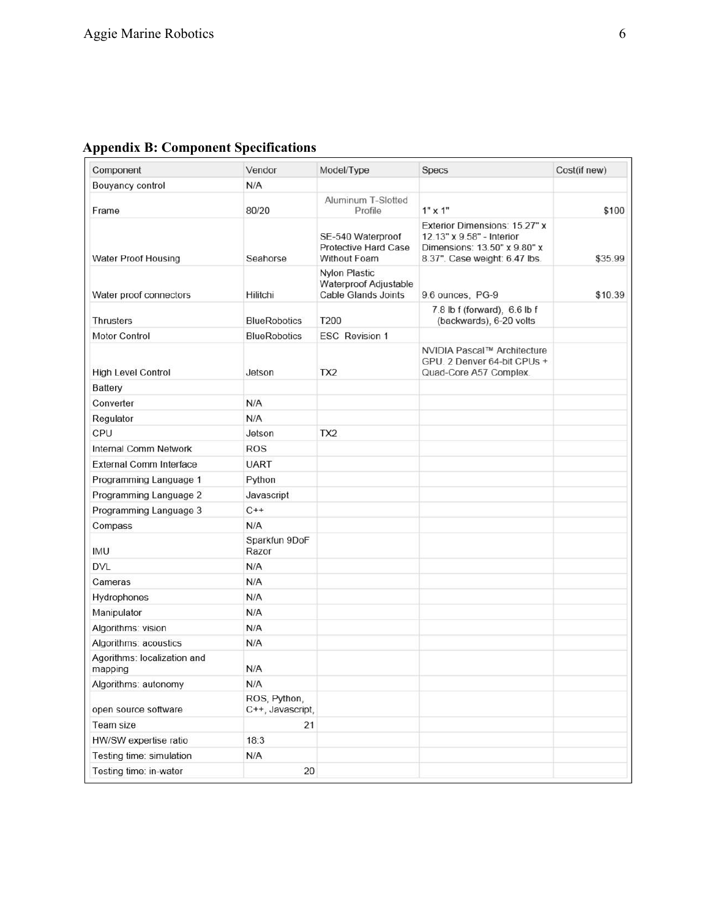## Appendix B: Component Specifications

| Component | Vendor | Model/Type | Specs | Cost(if new) |
|---|---|---|---|---|
| Bouyancy control | N/A | | | |
| Frame | 80/20 | Aluminum T-Slotted Profile | 1" x 1" | $100 |
| Water Proof Housing | Seahorse | SE-540 Waterproof Protective Hard Case Without Foam | Exterior Dimensions: 15.27" x 12.13" x 9.58" - Interior Dimensions: 13.50" x 9.80" x 8.37". Case weight: 6.47 lbs. | $35.99 |
| Water proof connectors | Hilitchi | Nylon Plastic Waterproof Adjustable Cable Glands Joints | 9.6 ounces, PG-9 | $10.39 |
| Thrusters | BlueRobotics | T200 | 7.8 lb f (forward), 6.6 lb f (backwards), 6-20 volts | |
| Motor Control | BlueRobotics | ESC Revision 1 | | |
| High Level Control | Jetson | TX2 | NVIDIA Pascal™ Architecture GPU. 2 Denver 64-bit CPUs + Quad-Core A57 Complex. | |
| Battery | | | | |
| Converter | N/A | | | |
| Regulator | N/A | | | |
| CPU | Jetson | TX2 | | |
| Internal Comm Network | ROS | | | |
| External Comm Interface | UART | | | |
| Programming Language 1 | Python | | | |
| Programming Language 2 | Javascript | | | |
| Programming Language 3 | C++ | | | |
| Compass | N/A | | | |
| IMU | Sparkfun 9DoF Razor | | | |
| DVL | N/A | | | |
| Cameras | N/A | | | |
| Hydrophones | N/A | | | |
| Manipulator | N/A | | | |
| Algorithms: vision | N/A | | | |
| Algorithms: acoustics | N/A | | | |
| Agorithms: localization and mapping | N/A | | | |
| Algorithms: autonomy | N/A | | | |
| open source software | ROS, Python, C++, Javascript, | | | |
| Team size | 21 | | | |
| HW/SW expertise ratio | 18:3 | | | |
| Testing time: simulation | N/A | | | |
| Testing time: in-water | 20 | | | |